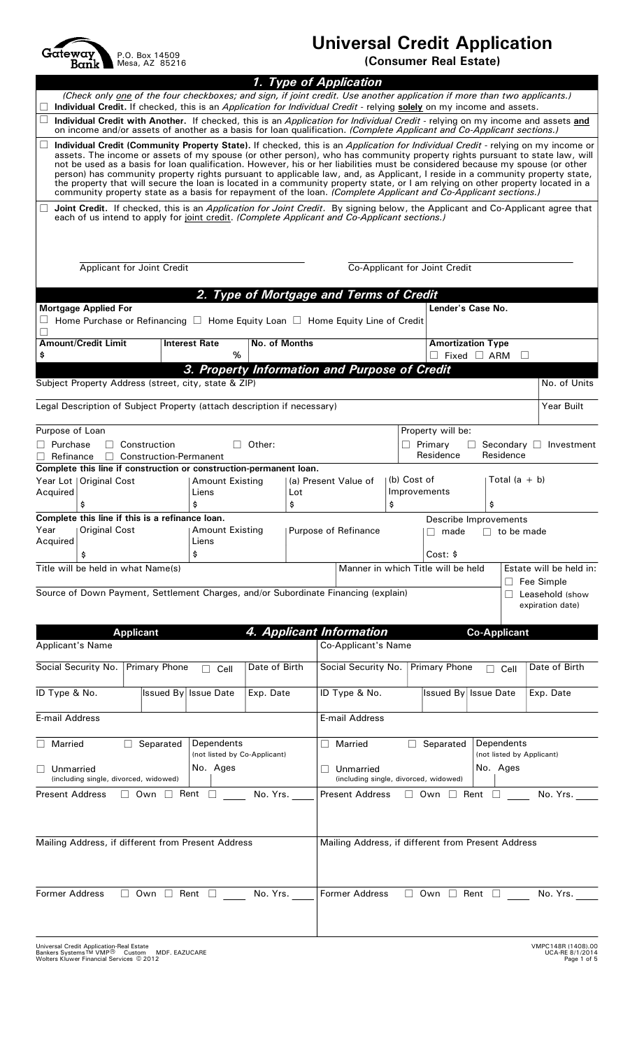Gateway Bank
P.O. Box 14509
Mesa, AZ 85216

# Universal Credit Application

**(Consumer Real Estate)**

## 1. Type of Application

*(Check only one of the four checkboxes; and sign, if joint credit. Use another application if more than two applicants.)*

☐ **Individual Credit.** If checked, this is an *Application for Individual Credit* - relying **solely** on my income and assets.

☐ **Individual Credit with Another.** If checked, this is an *Application for Individual Credit* - relying on my income and assets **and** on income and/or assets of another as a basis for loan qualification. *(Complete Applicant and Co-Applicant sections.)*

☐ **Individual Credit (Community Property State).** If checked, this is an *Application for Individual Credit* - relying on my income or assets. The income or assets of my spouse (or other person), who has community property rights pursuant to state law, will not be used as a basis for loan qualification. However, his or her liabilities must be considered because my spouse (or other person) has community property rights pursuant to applicable law, and, as Applicant, I reside in a community property state, the property that will secure the loan is located in a community property state, or I am relying on other property located in a community property state as a basis for repayment of the loan. *(Complete Applicant and Co-Applicant sections.)*

☐ **Joint Credit.** If checked, this is an *Application for Joint Credit*. By signing below, the Applicant and Co-Applicant agree that each of us intend to apply for joint credit. *(Complete Applicant and Co-Applicant sections.)*

| | |
|---|---|
| \_\_\_\_\_\_\_\_\_\_\_\_\_\_\_\_\_\_\_\_\_\_\_\_\_\_\_\_\_\_ | \_\_\_\_\_\_\_\_\_\_\_\_\_\_\_\_\_\_\_\_\_\_\_\_\_\_\_\_\_\_ |
| Applicant for Joint Credit | Co-Applicant for Joint Credit |

## 2. Type of Mortgage and Terms of Credit

| Mortgage Applied For | | | Lender's Case No. |
|---|---|---|---|
| ☐ Home Purchase or Refinancing ☐ Home Equity Loan ☐ Home Equity Line of Credit ☐ | | | |
| **Amount/Credit Limit** | **Interest Rate** | **No. of Months** | **Amortization Type** |
| $ | % | | ☐ Fixed ☐ ARM ☐ |

## 3. Property Information and Purpose of Credit

| Subject Property Address (street, city, state & ZIP) | No. of Units |
|---|---|
| | |
| **Legal Description of Subject Property (attach description if necessary)** | **Year Built** |
| | |

**Purpose of Loan**
☐ Purchase ☐ Construction ☐ Other:
☐ Refinance ☐ Construction-Permanent

**Property will be:**
☐ Primary Residence ☐ Secondary Residence ☐ Investment

**Complete this line if construction or construction-permanent loan.**

| Year Lot Acquired | Original Cost | Amount Existing Liens | (a) Present Value of Lot | (b) Cost of Improvements | Total (a + b) |
|---|---|---|---|---|---|
| | $ | $ | $ | $ | $ |

**Complete this line if this is a refinance loan.**

| Year Acquired | Original Cost | Amount Existing Liens | Purpose of Refinance | Describe Improvements ☐ made ☐ to be made |
|---|---|---|---|---|
| | $ | $ | | Cost: $ |

| Title will be held in what Name(s) | Manner in which Title will be held | Estate will be held in: |
|---|---|---|
| | | ☐ Fee Simple |
| **Source of Down Payment, Settlement Charges, and/or Subordinate Financing (explain)** | | ☐ Leasehold (show expiration date) |

## 4. Applicant Information

| Applicant | | | | Co-Applicant | | | |
|---|---|---|---|---|---|---|---|
| Applicant's Name | | | | Co-Applicant's Name | | | |
| Social Security No. | Primary Phone | ☐ Cell | Date of Birth | Social Security No. | Primary Phone | ☐ Cell | Date of Birth |
| ID Type & No. | Issued By | Issue Date | Exp. Date | ID Type & No. | Issued By | Issue Date | Exp. Date |
| E-mail Address | | | | E-mail Address | | | |
| ☐ Married | ☐ Separated | Dependents (not listed by Co-Applicant) | | ☐ Married | ☐ Separated | Dependents (not listed by Applicant) | |
| ☐ Unmarried (including single, divorced, widowed) | | No. Ages | | ☐ Unmarried (including single, divorced, widowed) | | No. Ages | |
| Present Address ☐ Own ☐ Rent ☐ \_\_\_\_ No. Yrs. \_\_\_\_ | | | | Present Address ☐ Own ☐ Rent ☐ \_\_\_\_ No. Yrs. \_\_\_\_ | | | |
| Mailing Address, if different from Present Address | | | | Mailing Address, if different from Present Address | | | |
| Former Address ☐ Own ☐ Rent ☐ \_\_\_\_ No. Yrs. \_\_\_\_ | | | | Former Address ☐ Own ☐ Rent ☐ \_\_\_\_ No. Yrs. \_\_\_\_ | | | |

Universal Credit Application-Real Estate
Bankers Systems™ VMP® Custom MDF. EAZUCARE
Wolters Kluwer Financial Services © 2012

VMPC148R (1408).00
UCA-RE 8/1/2014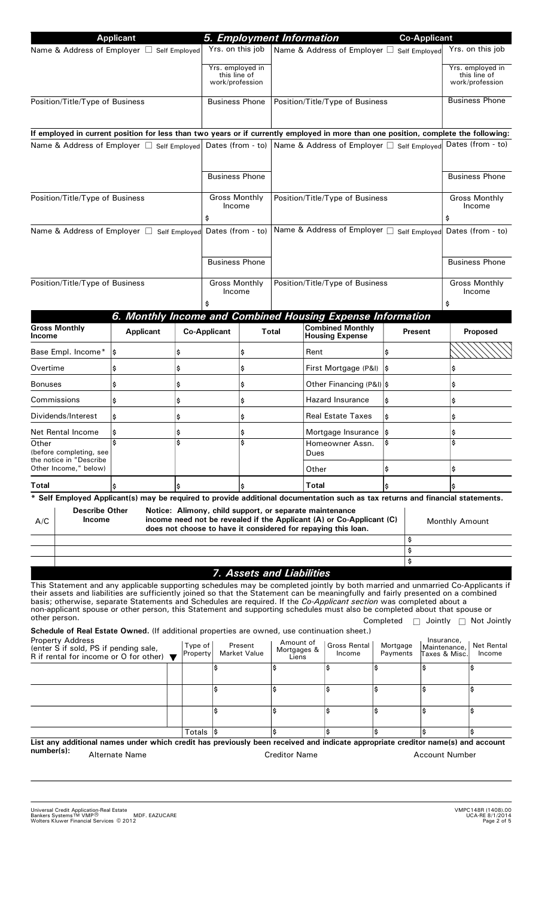## 5. Employment Information

| Applicant | | Co-Applicant | |
|---|---|---|---|
| Name & Address of Employer ☐ Self Employed | Yrs. on this job | Name & Address of Employer ☐ Self Employed | Yrs. on this job |
| | Yrs. employed in this line of work/profession | | Yrs. employed in this line of work/profession |
| Position/Title/Type of Business | Business Phone | Position/Title/Type of Business | Business Phone |

**If employed in current position for less than two years or if currently employed in more than one position, complete the following:**

| Applicant | | Co-Applicant | |
|---|---|---|---|
| Name & Address of Employer ☐ Self Employed | Dates (from - to) | Name & Address of Employer ☐ Self Employed | Dates (from - to) |
| | Business Phone | | Business Phone |
| Position/Title/Type of Business | Gross Monthly Income $ | Position/Title/Type of Business | Gross Monthly Income $ |
| Name & Address of Employer ☐ Self Employed | Dates (from - to) | Name & Address of Employer ☐ Self Employed | Dates (from - to) |
| | Business Phone | | Business Phone |
| Position/Title/Type of Business | Gross Monthly Income $ | Position/Title/Type of Business | Gross Monthly Income $ |

## 6. Monthly Income and Combined Housing Expense Information

| Gross Monthly Income | Applicant | Co-Applicant | Total | Combined Monthly Housing Expense | Present | Proposed |
|---|---|---|---|---|---|---|
| Base Empl. Income* | $ | $ | $ | Rent | $ | |
| Overtime | $ | $ | $ | First Mortgage (P&I) | $ | $ |
| Bonuses | $ | $ | $ | Other Financing (P&I) | $ | $ |
| Commissions | $ | $ | $ | Hazard Insurance | $ | $ |
| Dividends/Interest | $ | $ | $ | Real Estate Taxes | $ | $ |
| Net Rental Income | $ | $ | $ | Mortgage Insurance | $ | $ |
| Other (before completing, see the notice in "Describe Other Income," below) | $ | $ | $ | Homeowner Assn. Dues | $ | $ |
| | | | | Other | $ | $ |
| Total | $ | $ | $ | Total | $ | $ |

**\* Self Employed Applicant(s) may be required to provide additional documentation such as tax returns and financial statements.**

| A/C | Describe Other Income | Notice: Alimony, child support, or separate maintenance income need not be revealed if the Applicant (A) or Co-Applicant (C) does not choose to have it considered for repaying this loan. | Monthly Amount |
|---|---|---|---|
| | | | $ |
| | | | $ |
| | | | $ |

## 7. Assets and Liabilities

This Statement and any applicable supporting schedules may be completed jointly by both married and unmarried Co-Applicants if their assets and liabilities are sufficiently joined so that the Statement can be meaningfully and fairly presented on a combined basis; otherwise, separate Statements and Schedules are required. If the *Co-Applicant section* was completed about a non-applicant spouse or other person, this Statement and supporting schedules must also be completed about that spouse or other person.

Completed ☐ Jointly ☐ Not Jointly

**Schedule of Real Estate Owned.** (If additional properties are owned, use continuation sheet.)

| Property Address (enter S if sold, PS if pending sale, R if rental for income or O for other) ▼ | | Type of Property | Present Market Value | Amount of Mortgages & Liens | Gross Rental Income | Mortgage Payments | Insurance, Maintenance, Taxes & Misc. | Net Rental Income |
|---|---|---|---|---|---|---|---|---|
| | | | $ | $ | $ | $ | $ | $ |
| | | | $ | $ | $ | $ | $ | $ |
| | | | $ | $ | $ | $ | $ | $ |
| | | Totals | $ | $ | $ | $ | $ | $ |

**List any additional names under which credit has previously been received and indicate appropriate creditor name(s) and account number(s):**

| Alternate Name | Creditor Name | Account Number |
|---|---|---|
| | | |

Universal Credit Application-Real Estate
Bankers Systems™ VMP® MDF. EAZUCARE
Wolters Kluwer Financial Services © 2012

VMPC148R (1408).00
UCA-RE 8/1/2014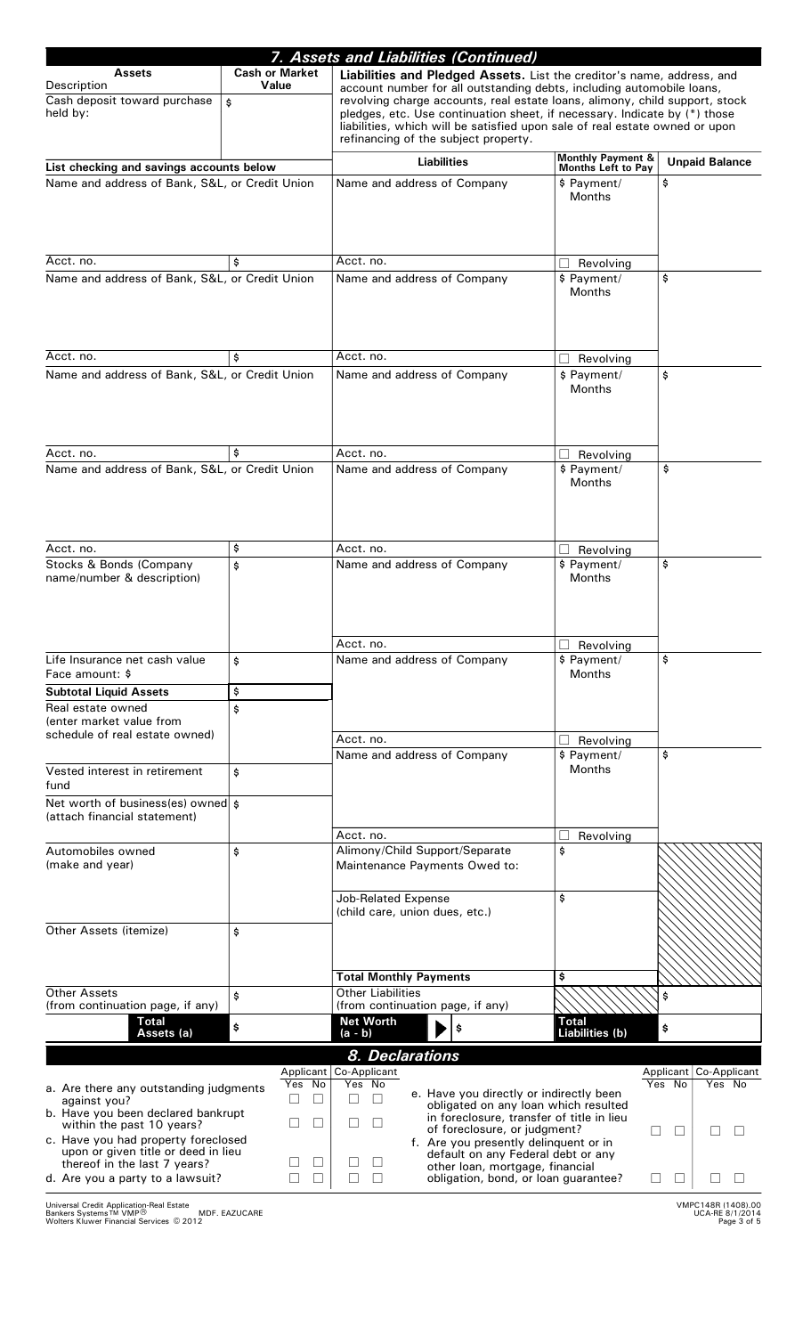## 7. Assets and Liabilities (Continued)

| Assets Description | Cash or Market Value | Liabilities | Monthly Payment & Months Left to Pay | Unpaid Balance |
|---|---|---|---|---|
| Cash deposit toward purchase held by: | $ | **Liabilities and Pledged Assets.** List the creditor's name, address, and account number for all outstanding debts, including automobile loans, revolving charge accounts, real estate loans, alimony, child support, stock pledges, etc. Use continuation sheet, if necessary. Indicate by (*) those liabilities, which will be satisfied upon sale of real estate owned or upon refinancing of the subject property. | | |
| **List checking and savings accounts below** | | | | |
| Name and address of Bank, S&L, or Credit Union | | Name and address of Company | $ Payment/ Months | $ |
| Acct. no. | $ | Acct. no. | ☐ Revolving | |
| Name and address of Bank, S&L, or Credit Union | | Name and address of Company | $ Payment/ Months | $ |
| Acct. no. | $ | Acct. no. | ☐ Revolving | |
| Name and address of Bank, S&L, or Credit Union | | Name and address of Company | $ Payment/ Months | $ |
| Acct. no. | $ | Acct. no. | ☐ Revolving | |
| Name and address of Bank, S&L, or Credit Union | | Name and address of Company | $ Payment/ Months | $ |
| Acct. no. | $ | Acct. no. | ☐ Revolving | |
| Stocks & Bonds (Company name/number & description) | $ | Name and address of Company | $ Payment/ Months | $ |
| | | Acct. no. | ☐ Revolving | |
| Life Insurance net cash value Face amount: $ | $ | Name and address of Company | $ Payment/ Months | $ |
| **Subtotal Liquid Assets** | $ | | | |
| Real estate owned (enter market value from schedule of real estate owned) | $ | Acct. no. | ☐ Revolving | |
| | | Name and address of Company | $ Payment/ Months | $ |
| Vested interest in retirement fund | $ | | | |
| Net worth of business(es) owned (attach financial statement) | $ | Acct. no. | ☐ Revolving | |
| Automobiles owned (make and year) | $ | Alimony/Child Support/Separate Maintenance Payments Owed to: | $ | |
| | | Job-Related Expense (child care, union dues, etc.) | $ | |
| Other Assets (itemize) | $ | | | |
| | | **Total Monthly Payments** | $ | |
| Other Assets (from continuation page, if any) | $ | Other Liabilities (from continuation page, if any) | | $ |
| **Total Assets (a)** | $ | **Net Worth (a - b)** $ | **Total Liabilities (b)** | $ |

## 8. Declarations

| | Applicant Yes | Applicant No | Co-Applicant Yes | Co-Applicant No |
|---|---|---|---|---|
| a. Are there any outstanding judgments against you? | ☐ | ☐ | ☐ | ☐ |
| b. Have you been declared bankrupt within the past 10 years? | ☐ | ☐ | ☐ | ☐ |
| c. Have you had property foreclosed upon or given title or deed in lieu thereof in the last 7 years? | ☐ | ☐ | ☐ | ☐ |
| d. Are you a party to a lawsuit? | ☐ | ☐ | ☐ | ☐ |
| e. Have you directly or indirectly been obligated on any loan which resulted in foreclosure, transfer of title in lieu of foreclosure, or judgment? | ☐ | ☐ | ☐ | ☐ |
| f. Are you presently delinquent or in default on any Federal debt or any other loan, mortgage, financial obligation, bond, or loan guarantee? | ☐ | ☐ | ☐ | ☐ |

Universal Credit Application-Real Estate
Bankers Systems™ VMP® MDF. EAZUCARE
Wolters Kluwer Financial Services © 2012

VMPC148R (1408).00
UCA-RE 8/1/2014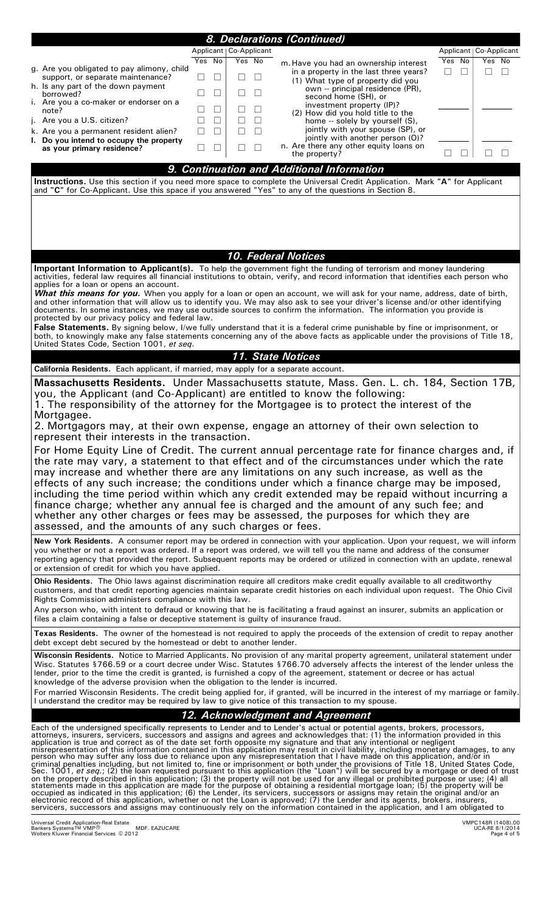## 8. Declarations (Continued)

| | Applicant Yes | Applicant No | Co-Applicant Yes | Co-Applicant No |
|---|---|---|---|---|
| g. Are you obligated to pay alimony, child support, or separate maintenance? | ☐ | ☐ | ☐ | ☐ |
| h. Is any part of the down payment borrowed? | ☐ | ☐ | ☐ | ☐ |
| i. Are you a co-maker or endorser on a note? | ☐ | ☐ | ☐ | ☐ |
| j. Are you a U.S. citizen? | ☐ | ☐ | ☐ | ☐ |
| k. Are you a permanent resident alien? | ☐ | ☐ | ☐ | ☐ |
| l. **Do you intend to occupy the property as your primary residence?** | ☐ | ☐ | ☐ | ☐ |

| | Applicant Yes | Applicant No | Co-Applicant Yes | Co-Applicant No |
|---|---|---|---|---|
| m. Have you had an ownership interest in a property in the last three years? | ☐ | ☐ | ☐ | ☐ |
| (1) What type of property did you own -- principal residence (PR), second home (SH), or investment property (IP)? | ______ | | ______ | |
| (2) How did you hold title to the home -- solely by yourself (S), jointly with your spouse (SP), or jointly with another person (O)? | ______ | | ______ | |
| n. Are there any other equity loans on the property? | ☐ | ☐ | ☐ | ☐ |

## 9. Continuation and Additional Information

**Instructions.** Use this section if you need more space to complete the Universal Credit Application. Mark "**A**" for Applicant and "**C**" for Co-Applicant. Use this space if you answered "Yes" to any of the questions in Section 8.

## 10. Federal Notices

**Important Information to Applicant(s).** To help the government fight the funding of terrorism and money laundering activities, federal law requires all financial institutions to obtain, verify, and record information that identifies each person who applies for a loan or opens an account.

***What this means for you.*** When you apply for a loan or open an account, we will ask for your name, address, date of birth, and other information that will allow us to identify you. We may also ask to see your driver's license and/or other identifying documents. In some instances, we may use outside sources to confirm the information. The information you provide is protected by our privacy policy and federal law.

**False Statements.** By signing below, I/we fully understand that it is a federal crime punishable by fine or imprisonment, or both, to knowingly make any false statements concerning any of the above facts as applicable under the provisions of Title 18, United States Code, Section 1001, *et seq.*

## 11. State Notices

**California Residents.** Each applicant, if married, may apply for a separate account.

**Massachusetts Residents.** Under Massachusetts statute, Mass. Gen. L. ch. 184, Section 17B, you, the Applicant (and Co-Applicant) are entitled to know the following:

1. The responsibility of the attorney for the Mortgagee is to protect the interest of the Mortgagee.
2. Mortgagors may, at their own expense, engage an attorney of their own selection to represent their interests in the transaction.

For Home Equity Line of Credit. The current annual percentage rate for finance charges and, if the rate may vary, a statement to that effect and of the circumstances under which the rate may increase and whether there are any limitations on any such increase, as well as the effects of any such increase; the conditions under which a finance charge may be imposed, including the time period within which any credit extended may be repaid without incurring a finance charge; whether any annual fee is charged and the amount of any such fee; and whether any other charges or fees may be assessed, the purposes for which they are assessed, and the amounts of any such charges or fees.

**New York Residents.** A consumer report may be ordered in connection with your application. Upon your request, we will inform you whether or not a report was ordered. If a report was ordered, we will tell you the name and address of the consumer reporting agency that provided the report. Subsequent reports may be ordered or utilized in connection with an update, renewal or extension of credit for which you have applied.

**Ohio Residents.** The Ohio laws against discrimination require all creditors make credit equally available to all creditworthy customers, and that credit reporting agencies maintain separate credit histories on each individual upon request. The Ohio Civil Rights Commission administers compliance with this law.

Any person who, with intent to defraud or knowing that he is facilitating a fraud against an insurer, submits an application or files a claim containing a false or deceptive statement is guilty of insurance fraud.

**Texas Residents.** The owner of the homestead is not required to apply the proceeds of the extension of credit to repay another debt except debt secured by the homestead or debt to another lender.

**Wisconsin Residents.** Notice to Married Applicants. No provision of any marital property agreement, unilateral statement under Wisc. Statutes §766.59 or a court decree under Wisc. Statutes §766.70 adversely affects the interest of the lender unless the lender, prior to the time the credit is granted, is furnished a copy of the agreement, statement or decree or has actual knowledge of the adverse provision when the obligation to the lender is incurred.

For married Wisconsin Residents. The credit being applied for, if granted, will be incurred in the interest of my marriage or family. I understand the creditor may be required by law to give notice of this transaction to my spouse.

## 12. Acknowledgment and Agreement

Each of the undersigned specifically represents to Lender and to Lender's actual or potential agents, brokers, processors, attorneys, insurers, servicers, successors and assigns and agrees and acknowledges that: (1) the information provided in this application is true and correct as of the date set forth opposite my signature and that any intentional or negligent misrepresentation of this information contained in this application may result in civil liability, including monetary damages, to any person who may suffer any loss due to reliance upon any misrepresentation that I have made on this application, and/or in criminal penalties including, but not limited to, fine or imprisonment or both under the provisions of Title 18, United States Code, Sec. 1001, *et seq.*; (2) the loan requested pursuant to this application (the "Loan") will be secured by a mortgage or deed of trust on the property described in this application; (3) the property will not be used for any illegal or prohibited purpose or use; (4) all statements made in this application are made for the purpose of obtaining a residential mortgage loan; (5) the property will be occupied as indicated in this application; (6) the Lender, its servicers, successors or assigns may retain the original and/or an electronic record of this application, whether or not the Loan is approved; (7) the Lender and its agents, brokers, insurers, servicers, successors and assigns may continuously rely on the information contained in the application, and I am obligated to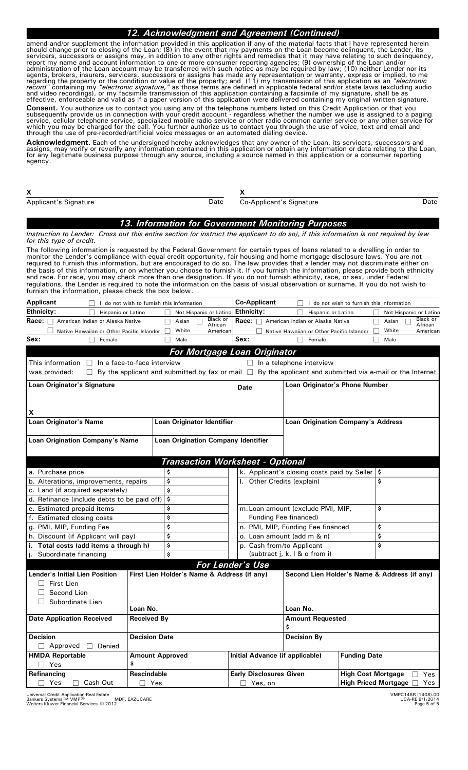## 12. Acknowledgment and Agreement (Continued)

amend and/or supplement the information provided in this application if any of the material facts that I have represented herein should change prior to closing of the Loan; (8) in the event that my payments on the Loan become delinquent, the Lender, its servicers, successors or assigns may, in addition to any other rights and remedies that it may have relating to such delinquency, report my name and account information to one or more consumer reporting agencies; (9) ownership of the Loan and/or administration of the Loan account may be transferred with such notice as may be required by law; (10) neither Lender nor its agents, brokers, insurers, servicers, successors or assigns has made any representation or warranty, express or implied, to me regarding the property or the condition or value of the property; and (11) my transmission of this application as an *"electronic record"* containing my *"electronic signature,"* as those terms are defined in applicable federal and/or state laws (excluding audio and video recordings), or my facsimile transmission of this application containing a facsimile of my signature, shall be as effective, enforceable and valid as if a paper version of this application were delivered containing my original written signature.

**Consent.** You authorize us to contact you using any of the telephone numbers listed on this Credit Application or that you subsequently provide us in connection with your credit account - regardless whether the number we use is assigned to a paging service, cellular telephone service, specialized mobile radio service or other radio common carrier service or any other service for which you may be charged for the call. You further authorize us to contact you through the use of voice, text and email and through the use of pre-recorded/artificial voice messages or an automated dialing device.

**Acknowledgment.** Each of the undersigned hereby acknowledges that any owner of the Loan, its servicers, successors and assigns, may verify or reverify any information contained in this application or obtain any information or data relating to the Loan, for any legitimate business purpose through any source, including a source named in this application or a consumer reporting agency.

| | | | |
|---|---|---|---|
| X | | X | |
| Applicant's Signature | Date | Co-Applicant's Signature | Date |

## 13. Information for Government Monitoring Purposes

*Instruction to Lender: Cross out this entire section (or instruct the applicant to do so), if this information is not required by law for this type of credit.*

The following information is requested by the Federal Government for certain types of loans related to a dwelling in order to monitor the Lender's compliance with equal credit opportunity, fair housing and home mortgage disclosure laws. You are not required to furnish this information, but are encouraged to do so. The law provides that a lender may not discriminate either on the basis of this information, or on whether you choose to furnish it. If you furnish the information, please provide both ethnicity and race. For race, you may check more than one designation. If you do not furnish ethnicity, race, or sex, under Federal regulations, the Lender is required to note the information on the basis of visual observation or surname. If you do not wish to furnish the information, please check the box below.

| | |
|---|---|
| **Applicant** ☐ I do not wish to furnish this information | **Co-Applicant** ☐ I do not wish to furnish this information |
| **Ethnicity:** ☐ Hispanic or Latino ☐ Not Hispanic or Latino | **Ethnicity:** ☐ Hispanic or Latino ☐ Not Hispanic or Latino |
| **Race:** ☐ American Indian or Alaska Native ☐ Asian ☐ Black or African American ☐ Native Hawaiian or Other Pacific Islander ☐ White | **Race:** ☐ American Indian or Alaska Native ☐ Asian ☐ Black or African American ☐ Native Hawaiian or Other Pacific Islander ☐ White |
| **Sex:** ☐ Female ☐ Male | **Sex:** ☐ Female ☐ Male |

### For Mortgage Loan Originator

This information was provided: ☐ In a face-to-face interview ☐ In a telephone interview ☐ By the applicant and submitted by fax or mail ☐ By the applicant and submitted via e-mail or the Internet

| | | | |
|---|---|---|---|
| **Loan Originator's Signature**<br>X | | **Date** | **Loan Originator's Phone Number** |
| **Loan Originator's Name** | **Loan Originator Identifier** | | **Loan Origination Company's Address** |
| **Loan Origination Company's Name** | **Loan Origination Company Identifier** | | |

### Transaction Worksheet - Optional

| | | | |
|---|---|---|---|
| a. Purchase price | $ | k. Applicant's closing costs paid by Seller | $ |
| b. Alterations, improvements, repairs | $ | l. Other Credits (explain) | $ |
| c. Land (if acquired separately) | $ | | |
| d. Refinance (include debts to be paid off) | $ | | |
| e. Estimated prepaid items | $ | m. Loan amount (exclude PMI, MIP, Funding Fee financed) | $ |
| f. Estimated closing costs | $ | | |
| g. PMI, MIP, Funding Fee | $ | n. PMI, MIP, Funding Fee financed | $ |
| h. Discount (if Applicant will pay) | $ | o. Loan amount (add m & n) | $ |
| i. **Total costs (add items a through h)** | $ | p. Cash from/to Applicant (subtract j, k, l & o from i) | $ |
| j. Subordinate financing | $ | | |

### For Lender's Use

| | | | |
|---|---|---|---|
| **Lender's Initial Lien Position**<br>☐ First Lien<br>☐ Second Lien<br>☐ Subordinate Lien | **First Lien Holder's Name & Address (if any)**<br><br>Loan No. | | **Second Lien Holder's Name & Address (if any)**<br><br>Loan No. |
| **Date Application Received** | **Received By** | | **Amount Requested**<br>$ |
| **Decision**<br>☐ Approved ☐ Denied | **Decision Date** | | **Decision By** |
| **HMDA Reportable**<br>☐ Yes | **Amount Approved**<br>$ | **Initial Advance (if applicable)** | **Funding Date** |
| **Refinancing**<br>☐ Yes ☐ Cash Out | **Rescindable**<br>☐ Yes | **Early Disclosures Given**<br>☐ Yes, on | **High Cost Mortgage** ☐ Yes<br>**High Priced Mortgage** ☐ Yes |

Universal Credit Application-Real Estate
Bankers Systems™ VMP® MDF. EAZUCARE
Wolters Kluwer Financial Services © 2012

VMPC148R (1408).00
UCA-RE 8/1/2014